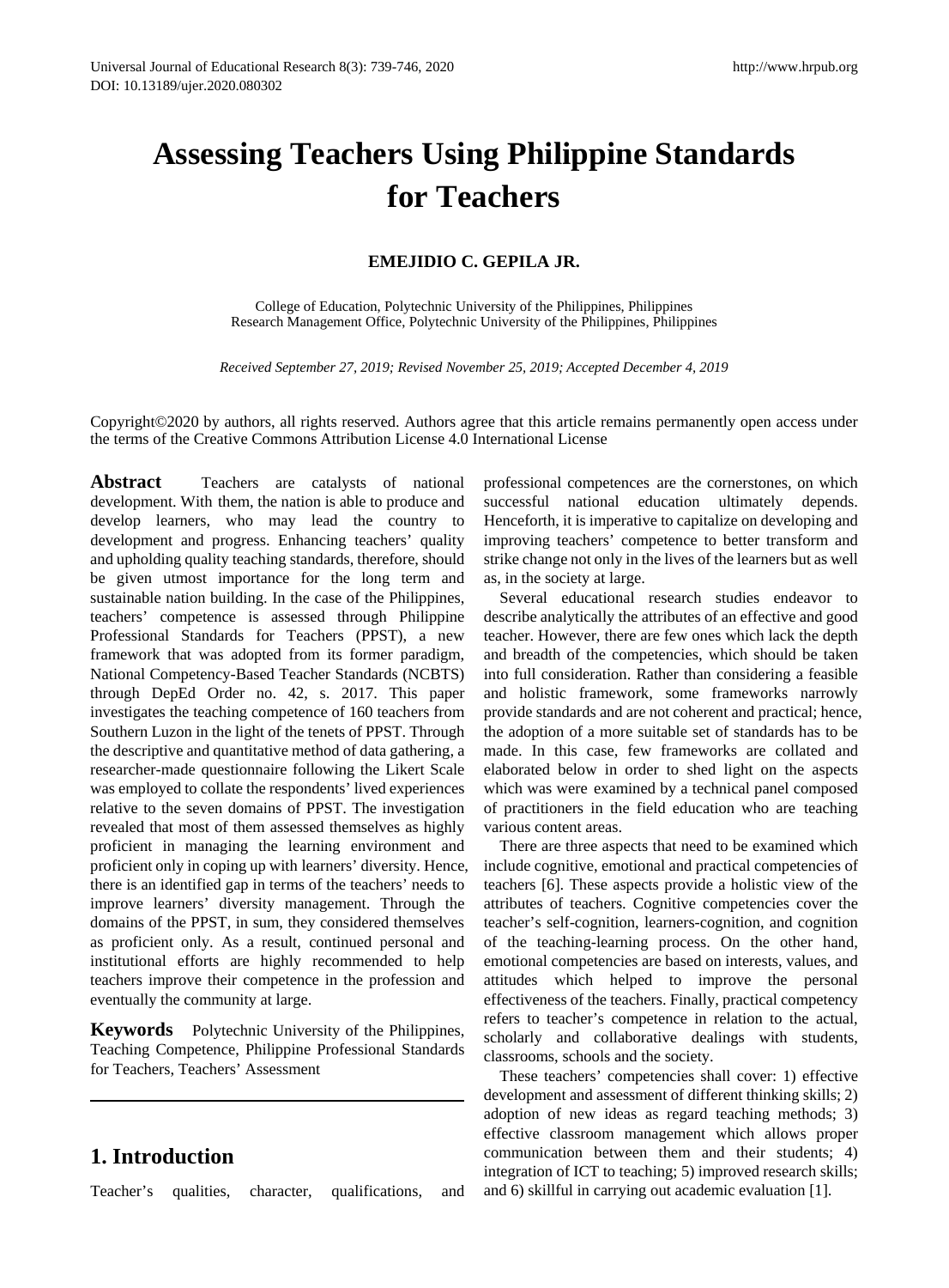# Assessing Teachers Using Philippine Standards for Teachers

**EMEJIDIO C. GEPILA JR.**

College of Education, Polytechnic University of the Philippines, Philippines
Research Management Office, Polytechnic University of the Philippines, Philippines

*Received September 27, 2019; Revised November 25, 2019; Accepted December 4, 2019*

Copyright©2020 by authors, all rights reserved. Authors agree that this article remains permanently open access under the terms of the Creative Commons Attribution License 4.0 International License

**Abstract** Teachers are catalysts of national development. With them, the nation is able to produce and develop learners, who may lead the country to development and progress. Enhancing teachers' quality and upholding quality teaching standards, therefore, should be given utmost importance for the long term and sustainable nation building. In the case of the Philippines, teachers' competence is assessed through Philippine Professional Standards for Teachers (PPST), a new framework that was adopted from its former paradigm, National Competency-Based Teacher Standards (NCBTS) through DepEd Order no. 42, s. 2017. This paper investigates the teaching competence of 160 teachers from Southern Luzon in the light of the tenets of PPST. Through the descriptive and quantitative method of data gathering, a researcher-made questionnaire following the Likert Scale was employed to collate the respondents' lived experiences relative to the seven domains of PPST. The investigation revealed that most of them assessed themselves as highly proficient in managing the learning environment and proficient only in coping up with learners' diversity. Hence, there is an identified gap in terms of the teachers' needs to improve learners' diversity management. Through the domains of the PPST, in sum, they considered themselves as proficient only. As a result, continued personal and institutional efforts are highly recommended to help teachers improve their competence in the profession and eventually the community at large.

**Keywords** Polytechnic University of the Philippines, Teaching Competence, Philippine Professional Standards for Teachers, Teachers' Assessment

## 1. Introduction

Teacher's qualities, character, qualifications, and professional competences are the cornerstones, on which successful national education ultimately depends. Henceforth, it is imperative to capitalize on developing and improving teachers' competence to better transform and strike change not only in the lives of the learners but as well as, in the society at large.

Several educational research studies endeavor to describe analytically the attributes of an effective and good teacher. However, there are few ones which lack the depth and breadth of the competencies, which should be taken into full consideration. Rather than considering a feasible and holistic framework, some frameworks narrowly provide standards and are not coherent and practical; hence, the adoption of a more suitable set of standards has to be made. In this case, few frameworks are collated and elaborated below in order to shed light on the aspects which was were examined by a technical panel composed of practitioners in the field education who are teaching various content areas.

There are three aspects that need to be examined which include cognitive, emotional and practical competencies of teachers [6]. These aspects provide a holistic view of the attributes of teachers. Cognitive competencies cover the teacher's self-cognition, learners-cognition, and cognition of the teaching-learning process. On the other hand, emotional competencies are based on interests, values, and attitudes which helped to improve the personal effectiveness of the teachers. Finally, practical competency refers to teacher's competence in relation to the actual, scholarly and collaborative dealings with students, classrooms, schools and the society.

These teachers' competencies shall cover: 1) effective development and assessment of different thinking skills; 2) adoption of new ideas as regard teaching methods; 3) effective classroom management which allows proper communication between them and their students; 4) integration of ICT to teaching; 5) improved research skills; and 6) skillful in carrying out academic evaluation [1].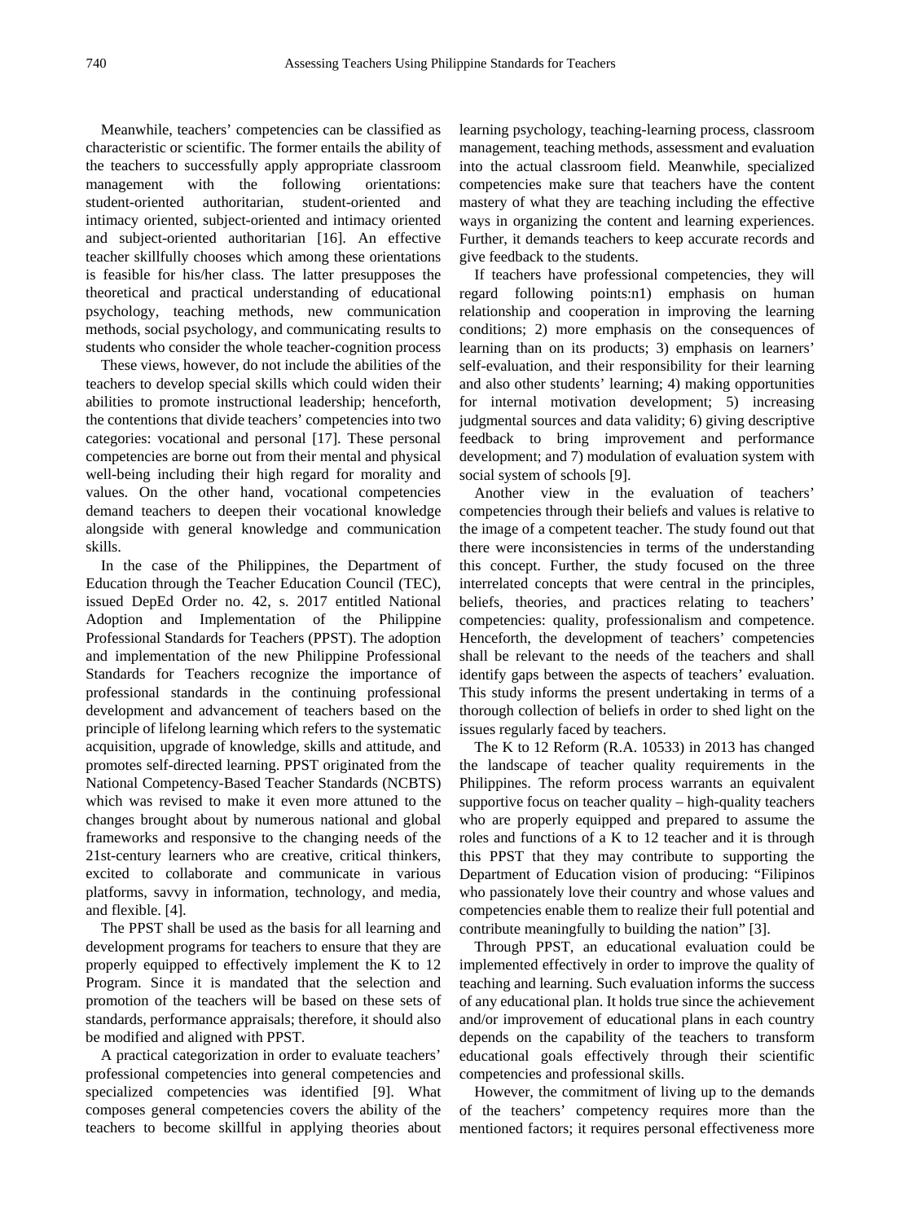Meanwhile, teachers' competencies can be classified as characteristic or scientific. The former entails the ability of the teachers to successfully apply appropriate classroom management with the following orientations: student-oriented authoritarian, student-oriented and intimacy oriented, subject-oriented and intimacy oriented and subject-oriented authoritarian [16]. An effective teacher skillfully chooses which among these orientations is feasible for his/her class. The latter presupposes the theoretical and practical understanding of educational psychology, teaching methods, new communication methods, social psychology, and communicating results to students who consider the whole teacher-cognition process

These views, however, do not include the abilities of the teachers to develop special skills which could widen their abilities to promote instructional leadership; henceforth, the contentions that divide teachers' competencies into two categories: vocational and personal [17]. These personal competencies are borne out from their mental and physical well-being including their high regard for morality and values. On the other hand, vocational competencies demand teachers to deepen their vocational knowledge alongside with general knowledge and communication skills.

In the case of the Philippines, the Department of Education through the Teacher Education Council (TEC), issued DepEd Order no. 42, s. 2017 entitled National Adoption and Implementation of the Philippine Professional Standards for Teachers (PPST). The adoption and implementation of the new Philippine Professional Standards for Teachers recognize the importance of professional standards in the continuing professional development and advancement of teachers based on the principle of lifelong learning which refers to the systematic acquisition, upgrade of knowledge, skills and attitude, and promotes self-directed learning. PPST originated from the National Competency-Based Teacher Standards (NCBTS) which was revised to make it even more attuned to the changes brought about by numerous national and global frameworks and responsive to the changing needs of the 21st-century learners who are creative, critical thinkers, excited to collaborate and communicate in various platforms, savvy in information, technology, and media, and flexible. [4].

The PPST shall be used as the basis for all learning and development programs for teachers to ensure that they are properly equipped to effectively implement the K to 12 Program. Since it is mandated that the selection and promotion of the teachers will be based on these sets of standards, performance appraisals; therefore, it should also be modified and aligned with PPST.

A practical categorization in order to evaluate teachers' professional competencies into general competencies and specialized competencies was identified [9]. What composes general competencies covers the ability of the teachers to become skillful in applying theories about learning psychology, teaching-learning process, classroom management, teaching methods, assessment and evaluation into the actual classroom field. Meanwhile, specialized competencies make sure that teachers have the content mastery of what they are teaching including the effective ways in organizing the content and learning experiences. Further, it demands teachers to keep accurate records and give feedback to the students.

If teachers have professional competencies, they will regard following points:n1) emphasis on human relationship and cooperation in improving the learning conditions; 2) more emphasis on the consequences of learning than on its products; 3) emphasis on learners' self-evaluation, and their responsibility for their learning and also other students' learning; 4) making opportunities for internal motivation development; 5) increasing judgmental sources and data validity; 6) giving descriptive feedback to bring improvement and performance development; and 7) modulation of evaluation system with social system of schools [9].

Another view in the evaluation of teachers' competencies through their beliefs and values is relative to the image of a competent teacher. The study found out that there were inconsistencies in terms of the understanding this concept. Further, the study focused on the three interrelated concepts that were central in the principles, beliefs, theories, and practices relating to teachers' competencies: quality, professionalism and competence. Henceforth, the development of teachers' competencies shall be relevant to the needs of the teachers and shall identify gaps between the aspects of teachers' evaluation. This study informs the present undertaking in terms of a thorough collection of beliefs in order to shed light on the issues regularly faced by teachers.

The K to 12 Reform (R.A. 10533) in 2013 has changed the landscape of teacher quality requirements in the Philippines. The reform process warrants an equivalent supportive focus on teacher quality – high-quality teachers who are properly equipped and prepared to assume the roles and functions of a K to 12 teacher and it is through this PPST that they may contribute to supporting the Department of Education vision of producing: "Filipinos who passionately love their country and whose values and competencies enable them to realize their full potential and contribute meaningfully to building the nation" [3].

Through PPST, an educational evaluation could be implemented effectively in order to improve the quality of teaching and learning. Such evaluation informs the success of any educational plan. It holds true since the achievement and/or improvement of educational plans in each country depends on the capability of the teachers to transform educational goals effectively through their scientific competencies and professional skills.

However, the commitment of living up to the demands of the teachers' competency requires more than the mentioned factors; it requires personal effectiveness more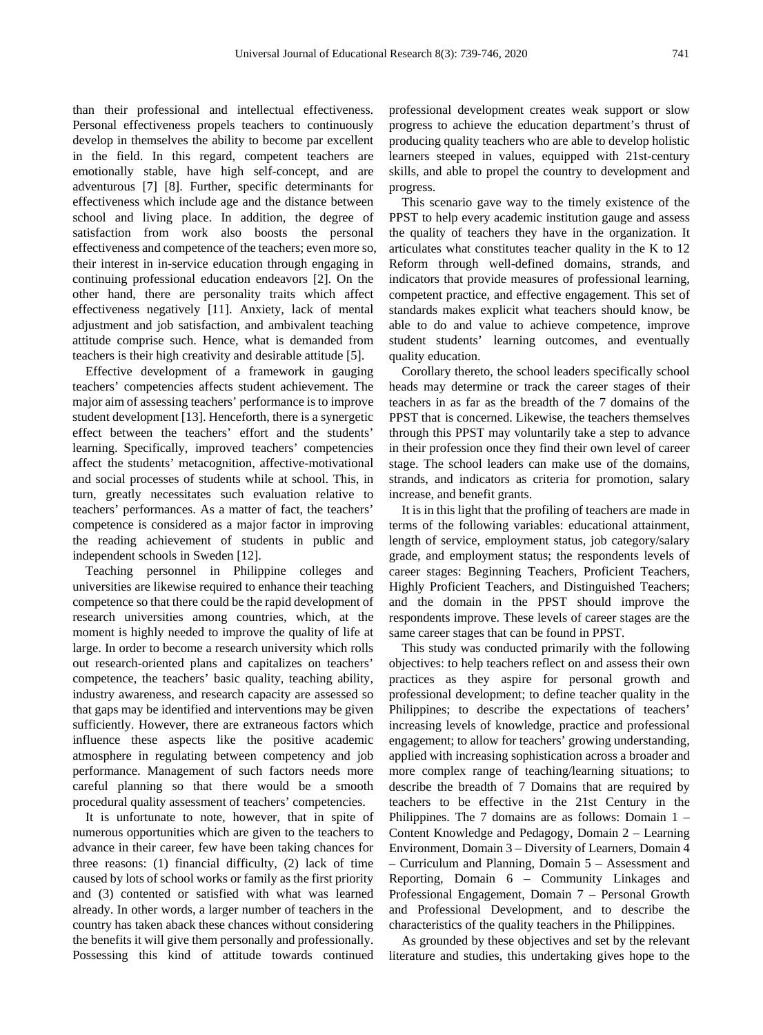than their professional and intellectual effectiveness. Personal effectiveness propels teachers to continuously develop in themselves the ability to become par excellent in the field. In this regard, competent teachers are emotionally stable, have high self-concept, and are adventurous [7] [8]. Further, specific determinants for effectiveness which include age and the distance between school and living place. In addition, the degree of satisfaction from work also boosts the personal effectiveness and competence of the teachers; even more so, their interest in in-service education through engaging in continuing professional education endeavors [2]. On the other hand, there are personality traits which affect effectiveness negatively [11]. Anxiety, lack of mental adjustment and job satisfaction, and ambivalent teaching attitude comprise such. Hence, what is demanded from teachers is their high creativity and desirable attitude [5].

Effective development of a framework in gauging teachers' competencies affects student achievement. The major aim of assessing teachers' performance is to improve student development [13]. Henceforth, there is a synergetic effect between the teachers' effort and the students' learning. Specifically, improved teachers' competencies affect the students' metacognition, affective-motivational and social processes of students while at school. This, in turn, greatly necessitates such evaluation relative to teachers' performances. As a matter of fact, the teachers' competence is considered as a major factor in improving the reading achievement of students in public and independent schools in Sweden [12].

Teaching personnel in Philippine colleges and universities are likewise required to enhance their teaching competence so that there could be the rapid development of research universities among countries, which, at the moment is highly needed to improve the quality of life at large. In order to become a research university which rolls out research-oriented plans and capitalizes on teachers' competence, the teachers' basic quality, teaching ability, industry awareness, and research capacity are assessed so that gaps may be identified and interventions may be given sufficiently. However, there are extraneous factors which influence these aspects like the positive academic atmosphere in regulating between competency and job performance. Management of such factors needs more careful planning so that there would be a smooth procedural quality assessment of teachers' competencies.

It is unfortunate to note, however, that in spite of numerous opportunities which are given to the teachers to advance in their career, few have been taking chances for three reasons: (1) financial difficulty, (2) lack of time caused by lots of school works or family as the first priority and (3) contented or satisfied with what was learned already. In other words, a larger number of teachers in the country has taken aback these chances without considering the benefits it will give them personally and professionally. Possessing this kind of attitude towards continued professional development creates weak support or slow progress to achieve the education department's thrust of producing quality teachers who are able to develop holistic learners steeped in values, equipped with 21st-century skills, and able to propel the country to development and progress.

This scenario gave way to the timely existence of the PPST to help every academic institution gauge and assess the quality of teachers they have in the organization. It articulates what constitutes teacher quality in the K to 12 Reform through well-defined domains, strands, and indicators that provide measures of professional learning, competent practice, and effective engagement. This set of standards makes explicit what teachers should know, be able to do and value to achieve competence, improve student students' learning outcomes, and eventually quality education.

Corollary thereto, the school leaders specifically school heads may determine or track the career stages of their teachers in as far as the breadth of the 7 domains of the PPST that is concerned. Likewise, the teachers themselves through this PPST may voluntarily take a step to advance in their profession once they find their own level of career stage. The school leaders can make use of the domains, strands, and indicators as criteria for promotion, salary increase, and benefit grants.

It is in this light that the profiling of teachers are made in terms of the following variables: educational attainment, length of service, employment status, job category/salary grade, and employment status; the respondents levels of career stages: Beginning Teachers, Proficient Teachers, Highly Proficient Teachers, and Distinguished Teachers; and the domain in the PPST should improve the respondents improve. These levels of career stages are the same career stages that can be found in PPST.

This study was conducted primarily with the following objectives: to help teachers reflect on and assess their own practices as they aspire for personal growth and professional development; to define teacher quality in the Philippines; to describe the expectations of teachers' increasing levels of knowledge, practice and professional engagement; to allow for teachers' growing understanding, applied with increasing sophistication across a broader and more complex range of teaching/learning situations; to describe the breadth of 7 Domains that are required by teachers to be effective in the 21st Century in the Philippines. The 7 domains are as follows: Domain 1 – Content Knowledge and Pedagogy, Domain 2 – Learning Environment, Domain 3 – Diversity of Learners, Domain 4 – Curriculum and Planning, Domain 5 – Assessment and Reporting, Domain 6 – Community Linkages and Professional Engagement, Domain 7 – Personal Growth and Professional Development, and to describe the characteristics of the quality teachers in the Philippines.

As grounded by these objectives and set by the relevant literature and studies, this undertaking gives hope to the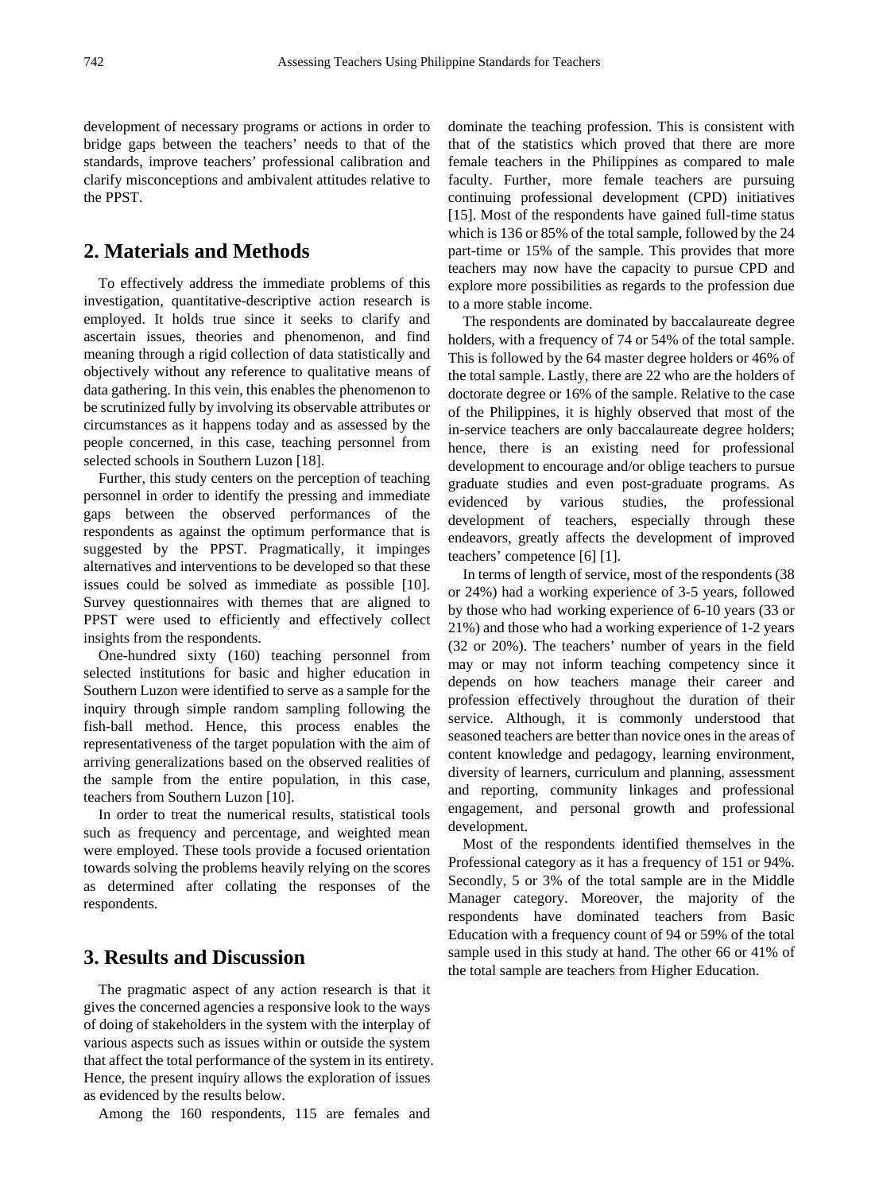development of necessary programs or actions in order to bridge gaps between the teachers' needs to that of the standards, improve teachers' professional calibration and clarify misconceptions and ambivalent attitudes relative to the PPST.

## 2. Materials and Methods

To effectively address the immediate problems of this investigation, quantitative-descriptive action research is employed. It holds true since it seeks to clarify and ascertain issues, theories and phenomenon, and find meaning through a rigid collection of data statistically and objectively without any reference to qualitative means of data gathering. In this vein, this enables the phenomenon to be scrutinized fully by involving its observable attributes or circumstances as it happens today and as assessed by the people concerned, in this case, teaching personnel from selected schools in Southern Luzon [18].

Further, this study centers on the perception of teaching personnel in order to identify the pressing and immediate gaps between the observed performances of the respondents as against the optimum performance that is suggested by the PPST. Pragmatically, it impinges alternatives and interventions to be developed so that these issues could be solved as immediate as possible [10]. Survey questionnaires with themes that are aligned to PPST were used to efficiently and effectively collect insights from the respondents.

One-hundred sixty (160) teaching personnel from selected institutions for basic and higher education in Southern Luzon were identified to serve as a sample for the inquiry through simple random sampling following the fish-ball method. Hence, this process enables the representativeness of the target population with the aim of arriving generalizations based on the observed realities of the sample from the entire population, in this case, teachers from Southern Luzon [10].

In order to treat the numerical results, statistical tools such as frequency and percentage, and weighted mean were employed. These tools provide a focused orientation towards solving the problems heavily relying on the scores as determined after collating the responses of the respondents.

## 3. Results and Discussion

The pragmatic aspect of any action research is that it gives the concerned agencies a responsive look to the ways of doing of stakeholders in the system with the interplay of various aspects such as issues within or outside the system that affect the total performance of the system in its entirety. Hence, the present inquiry allows the exploration of issues as evidenced by the results below.

Among the 160 respondents, 115 are females and dominate the teaching profession. This is consistent with that of the statistics which proved that there are more female teachers in the Philippines as compared to male faculty. Further, more female teachers are pursuing continuing professional development (CPD) initiatives [15]. Most of the respondents have gained full-time status which is 136 or 85% of the total sample, followed by the 24 part-time or 15% of the sample. This provides that more teachers may now have the capacity to pursue CPD and explore more possibilities as regards to the profession due to a more stable income.

The respondents are dominated by baccalaureate degree holders, with a frequency of 74 or 54% of the total sample. This is followed by the 64 master degree holders or 46% of the total sample. Lastly, there are 22 who are the holders of doctorate degree or 16% of the sample. Relative to the case of the Philippines, it is highly observed that most of the in-service teachers are only baccalaureate degree holders; hence, there is an existing need for professional development to encourage and/or oblige teachers to pursue graduate studies and even post-graduate programs. As evidenced by various studies, the professional development of teachers, especially through these endeavors, greatly affects the development of improved teachers' competence [6] [1].

In terms of length of service, most of the respondents (38 or 24%) had a working experience of 3-5 years, followed by those who had working experience of 6-10 years (33 or 21%) and those who had a working experience of 1-2 years (32 or 20%). The teachers' number of years in the field may or may not inform teaching competency since it depends on how teachers manage their career and profession effectively throughout the duration of their service. Although, it is commonly understood that seasoned teachers are better than novice ones in the areas of content knowledge and pedagogy, learning environment, diversity of learners, curriculum and planning, assessment and reporting, community linkages and professional engagement, and personal growth and professional development.

Most of the respondents identified themselves in the Professional category as it has a frequency of 151 or 94%. Secondly, 5 or 3% of the total sample are in the Middle Manager category. Moreover, the majority of the respondents have dominated teachers from Basic Education with a frequency count of 94 or 59% of the total sample used in this study at hand. The other 66 or 41% of the total sample are teachers from Higher Education.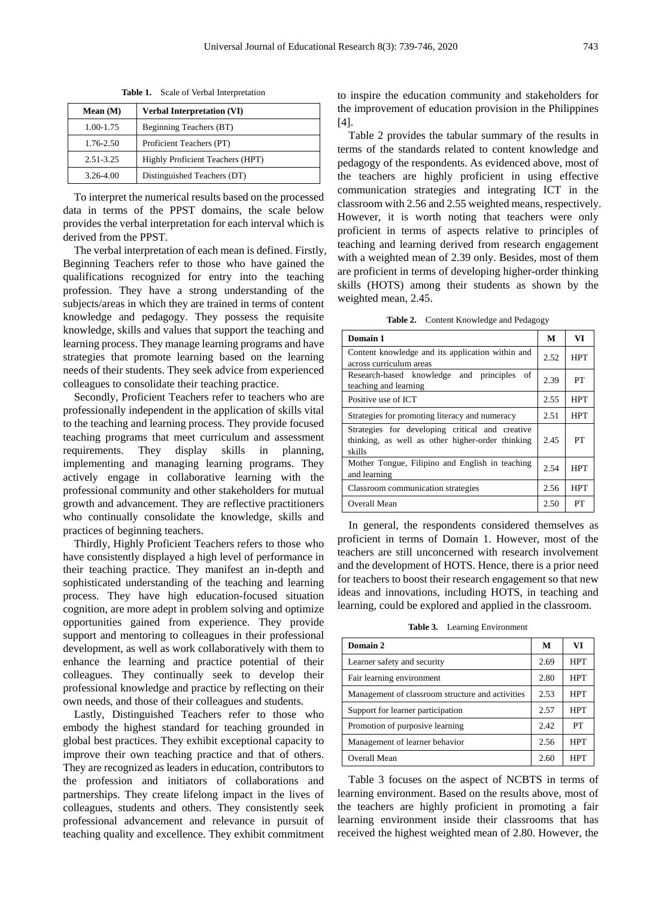**Table 1.** Scale of Verbal Interpretation

| Mean (M) | Verbal Interpretation (VI) |
|---|---|
| 1.00-1.75 | Beginning Teachers (BT) |
| 1.76-2.50 | Proficient Teachers (PT) |
| 2.51-3.25 | Highly Proficient Teachers (HPT) |
| 3.26-4.00 | Distinguished Teachers (DT) |

To interpret the numerical results based on the processed data in terms of the PPST domains, the scale below provides the verbal interpretation for each interval which is derived from the PPST.

The verbal interpretation of each mean is defined. Firstly, Beginning Teachers refer to those who have gained the qualifications recognized for entry into the teaching profession. They have a strong understanding of the subjects/areas in which they are trained in terms of content knowledge and pedagogy. They possess the requisite knowledge, skills and values that support the teaching and learning process. They manage learning programs and have strategies that promote learning based on the learning needs of their students. They seek advice from experienced colleagues to consolidate their teaching practice.

Secondly, Proficient Teachers refer to teachers who are professionally independent in the application of skills vital to the teaching and learning process. They provide focused teaching programs that meet curriculum and assessment requirements. They display skills in planning, implementing and managing learning programs. They actively engage in collaborative learning with the professional community and other stakeholders for mutual growth and advancement. They are reflective practitioners who continually consolidate the knowledge, skills and practices of beginning teachers.

Thirdly, Highly Proficient Teachers refers to those who have consistently displayed a high level of performance in their teaching practice. They manifest an in-depth and sophisticated understanding of the teaching and learning process. They have high education-focused situation cognition, are more adept in problem solving and optimize opportunities gained from experience. They provide support and mentoring to colleagues in their professional development, as well as work collaboratively with them to enhance the learning and practice potential of their colleagues. They continually seek to develop their professional knowledge and practice by reflecting on their own needs, and those of their colleagues and students.

Lastly, Distinguished Teachers refer to those who embody the highest standard for teaching grounded in global best practices. They exhibit exceptional capacity to improve their own teaching practice and that of others. They are recognized as leaders in education, contributors to the profession and initiators of collaborations and partnerships. They create lifelong impact in the lives of colleagues, students and others. They consistently seek professional advancement and relevance in pursuit of teaching quality and excellence. They exhibit commitment to inspire the education community and stakeholders for the improvement of education provision in the Philippines [4].

Table 2 provides the tabular summary of the results in terms of the standards related to content knowledge and pedagogy of the respondents. As evidenced above, most of the teachers are highly proficient in using effective communication strategies and integrating ICT in the classroom with 2.56 and 2.55 weighted means, respectively. However, it is worth noting that teachers were only proficient in terms of aspects relative to principles of teaching and learning derived from research engagement with a weighted mean of 2.39 only. Besides, most of them are proficient in terms of developing higher-order thinking skills (HOTS) among their students as shown by the weighted mean, 2.45.

**Table 2.** Content Knowledge and Pedagogy

| Domain 1 | M | VI |
|---|---|---|
| Content knowledge and its application within and across curriculum areas | 2.52 | HPT |
| Research-based knowledge and principles of teaching and learning | 2.39 | PT |
| Positive use of ICT | 2.55 | HPT |
| Strategies for promoting literacy and numeracy | 2.51 | HPT |
| Strategies for developing critical and creative thinking, as well as other higher-order thinking skills | 2.45 | PT |
| Mother Tongue, Filipino and English in teaching and learning | 2.54 | HPT |
| Classroom communication strategies | 2.56 | HPT |
| Overall Mean | 2.50 | PT |

In general, the respondents considered themselves as proficient in terms of Domain 1. However, most of the teachers are still unconcerned with research involvement and the development of HOTS. Hence, there is a prior need for teachers to boost their research engagement so that new ideas and innovations, including HOTS, in teaching and learning, could be explored and applied in the classroom.

**Table 3.** Learning Environment

| Domain 2 | M | VI |
|---|---|---|
| Learner safety and security | 2.69 | HPT |
| Fair learning environment | 2.80 | HPT |
| Management of classroom structure and activities | 2.53 | HPT |
| Support for learner participation | 2.57 | HPT |
| Promotion of purposive learning | 2.42 | PT |
| Management of learner behavior | 2.56 | HPT |
| Overall Mean | 2.60 | HPT |

Table 3 focuses on the aspect of NCBTS in terms of learning environment. Based on the results above, most of the teachers are highly proficient in promoting a fair learning environment inside their classrooms that has received the highest weighted mean of 2.80. However, the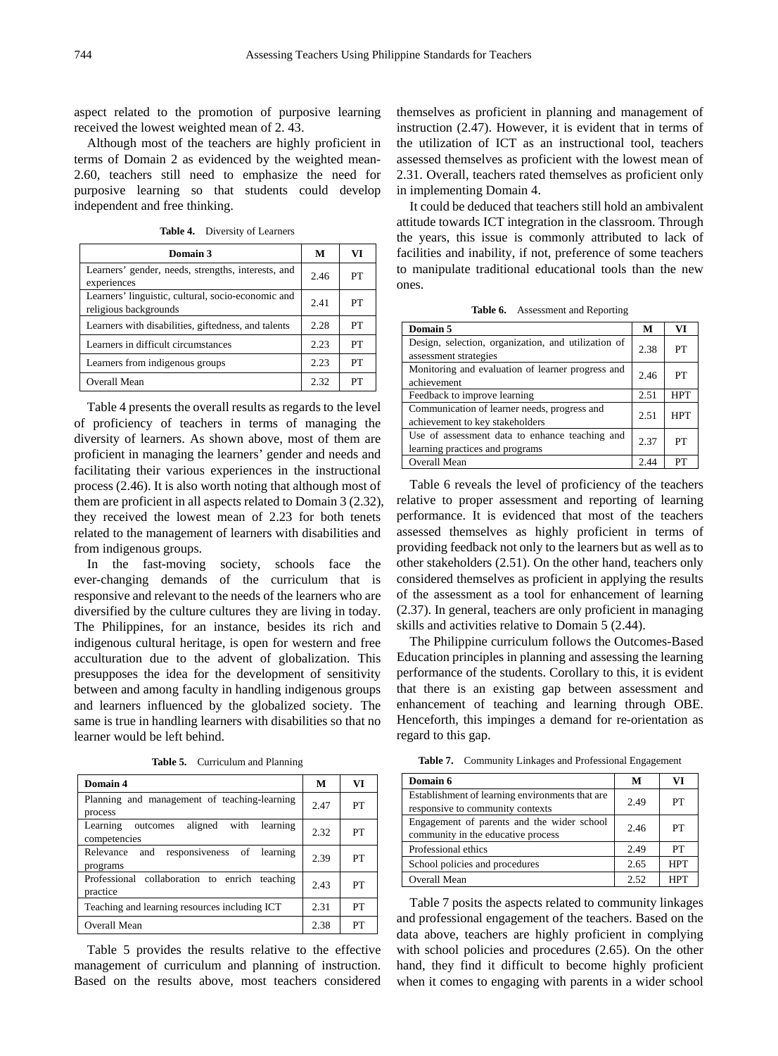aspect related to the promotion of purposive learning received the lowest weighted mean of 2. 43.

Although most of the teachers are highly proficient in terms of Domain 2 as evidenced by the weighted mean-2.60, teachers still need to emphasize the need for purposive learning so that students could develop independent and free thinking.

**Table 4.** Diversity of Learners

| Domain 3 | M | VI |
|---|---|---|
| Learners' gender, needs, strengths, interests, and experiences | 2.46 | PT |
| Learners' linguistic, cultural, socio-economic and religious backgrounds | 2.41 | PT |
| Learners with disabilities, giftedness, and talents | 2.28 | PT |
| Learners in difficult circumstances | 2.23 | PT |
| Learners from indigenous groups | 2.23 | PT |
| Overall Mean | 2.32 | PT |

Table 4 presents the overall results as regards to the level of proficiency of teachers in terms of managing the diversity of learners. As shown above, most of them are proficient in managing the learners' gender and needs and facilitating their various experiences in the instructional process (2.46). It is also worth noting that although most of them are proficient in all aspects related to Domain 3 (2.32), they received the lowest mean of 2.23 for both tenets related to the management of learners with disabilities and from indigenous groups.

In the fast-moving society, schools face the ever-changing demands of the curriculum that is responsive and relevant to the needs of the learners who are diversified by the culture cultures they are living in today. The Philippines, for an instance, besides its rich and indigenous cultural heritage, is open for western and free acculturation due to the advent of globalization. This presupposes the idea for the development of sensitivity between and among faculty in handling indigenous groups and learners influenced by the globalized society. The same is true in handling learners with disabilities so that no learner would be left behind.

**Table 5.** Curriculum and Planning

| Domain 4 | M | VI |
|---|---|---|
| Planning and management of teaching-learning process | 2.47 | PT |
| Learning outcomes aligned with learning competencies | 2.32 | PT |
| Relevance and responsiveness of learning programs | 2.39 | PT |
| Professional collaboration to enrich teaching practice | 2.43 | PT |
| Teaching and learning resources including ICT | 2.31 | PT |
| Overall Mean | 2.38 | PT |

Table 5 provides the results relative to the effective management of curriculum and planning of instruction. Based on the results above, most teachers considered themselves as proficient in planning and management of instruction (2.47). However, it is evident that in terms of the utilization of ICT as an instructional tool, teachers assessed themselves as proficient with the lowest mean of 2.31. Overall, teachers rated themselves as proficient only in implementing Domain 4.

It could be deduced that teachers still hold an ambivalent attitude towards ICT integration in the classroom. Through the years, this issue is commonly attributed to lack of facilities and inability, if not, preference of some teachers to manipulate traditional educational tools than the new ones.

**Table 6.** Assessment and Reporting

| Domain 5 | M | VI |
|---|---|---|
| Design, selection, organization, and utilization of assessment strategies | 2.38 | PT |
| Monitoring and evaluation of learner progress and achievement | 2.46 | PT |
| Feedback to improve learning | 2.51 | HPT |
| Communication of learner needs, progress and achievement to key stakeholders | 2.51 | HPT |
| Use of assessment data to enhance teaching and learning practices and programs | 2.37 | PT |
| Overall Mean | 2.44 | PT |

Table 6 reveals the level of proficiency of the teachers relative to proper assessment and reporting of learning performance. It is evidenced that most of the teachers assessed themselves as highly proficient in terms of providing feedback not only to the learners but as well as to other stakeholders (2.51). On the other hand, teachers only considered themselves as proficient in applying the results of the assessment as a tool for enhancement of learning (2.37). In general, teachers are only proficient in managing skills and activities relative to Domain 5 (2.44).

The Philippine curriculum follows the Outcomes-Based Education principles in planning and assessing the learning performance of the students. Corollary to this, it is evident that there is an existing gap between assessment and enhancement of teaching and learning through OBE. Henceforth, this impinges a demand for re-orientation as regard to this gap.

**Table 7.** Community Linkages and Professional Engagement

| Domain 6 | M | VI |
|---|---|---|
| Establishment of learning environments that are responsive to community contexts | 2.49 | PT |
| Engagement of parents and the wider school community in the educative process | 2.46 | PT |
| Professional ethics | 2.49 | PT |
| School policies and procedures | 2.65 | HPT |
| Overall Mean | 2.52 | HPT |

Table 7 posits the aspects related to community linkages and professional engagement of the teachers. Based on the data above, teachers are highly proficient in complying with school policies and procedures (2.65). On the other hand, they find it difficult to become highly proficient when it comes to engaging with parents in a wider school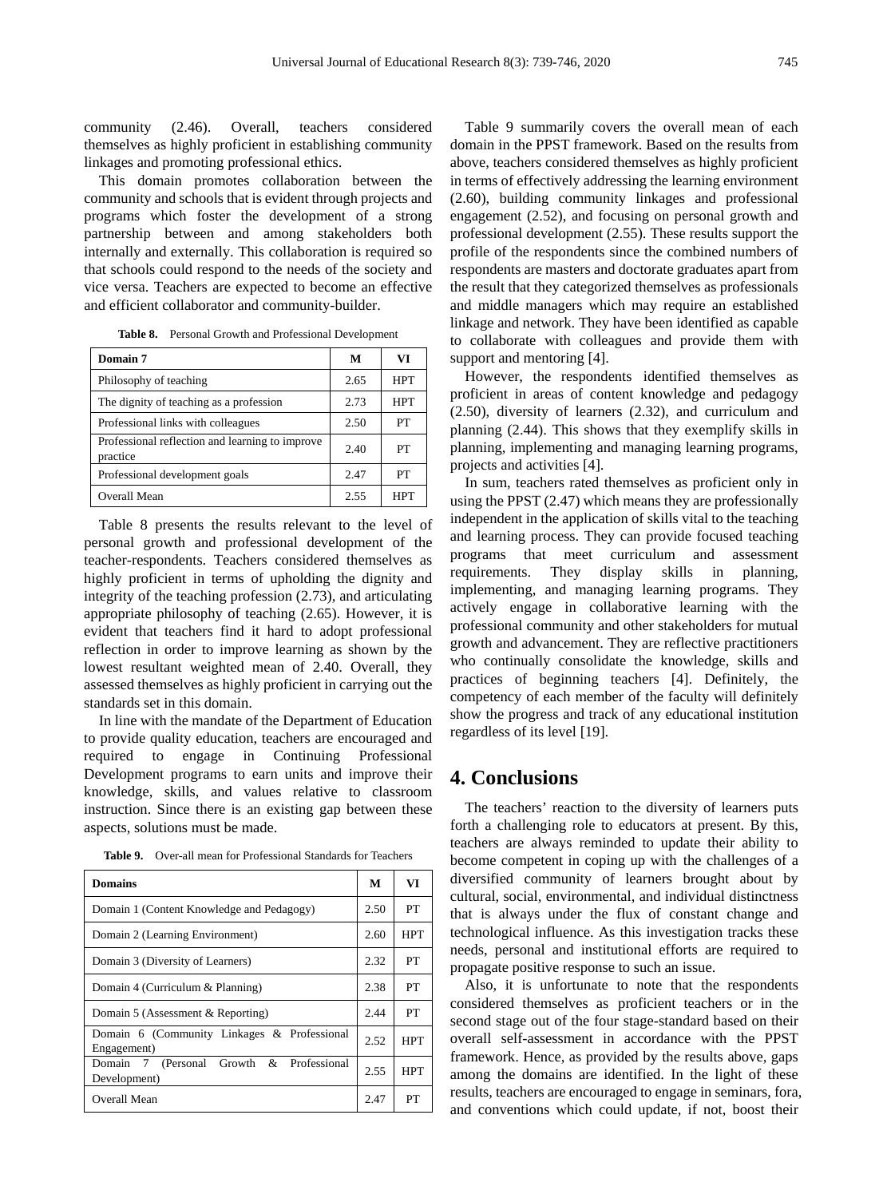community (2.46). Overall, teachers considered themselves as highly proficient in establishing community linkages and promoting professional ethics.

This domain promotes collaboration between the community and schools that is evident through projects and programs which foster the development of a strong partnership between and among stakeholders both internally and externally. This collaboration is required so that schools could respond to the needs of the society and vice versa. Teachers are expected to become an effective and efficient collaborator and community-builder.

**Table 8.** Personal Growth and Professional Development

| Domain 7 | M | VI |
|---|---|---|
| Philosophy of teaching | 2.65 | HPT |
| The dignity of teaching as a profession | 2.73 | HPT |
| Professional links with colleagues | 2.50 | PT |
| Professional reflection and learning to improve practice | 2.40 | PT |
| Professional development goals | 2.47 | PT |
| Overall Mean | 2.55 | HPT |

Table 8 presents the results relevant to the level of personal growth and professional development of the teacher-respondents. Teachers considered themselves as highly proficient in terms of upholding the dignity and integrity of the teaching profession (2.73), and articulating appropriate philosophy of teaching (2.65). However, it is evident that teachers find it hard to adopt professional reflection in order to improve learning as shown by the lowest resultant weighted mean of 2.40. Overall, they assessed themselves as highly proficient in carrying out the standards set in this domain.

In line with the mandate of the Department of Education to provide quality education, teachers are encouraged and required to engage in Continuing Professional Development programs to earn units and improve their knowledge, skills, and values relative to classroom instruction. Since there is an existing gap between these aspects, solutions must be made.

**Table 9.** Over-all mean for Professional Standards for Teachers

| Domains | M | VI |
|---|---|---|
| Domain 1 (Content Knowledge and Pedagogy) | 2.50 | PT |
| Domain 2 (Learning Environment) | 2.60 | HPT |
| Domain 3 (Diversity of Learners) | 2.32 | PT |
| Domain 4 (Curriculum & Planning) | 2.38 | PT |
| Domain 5 (Assessment & Reporting) | 2.44 | PT |
| Domain 6 (Community Linkages & Professional Engagement) | 2.52 | HPT |
| Domain 7 (Personal Growth & Professional Development) | 2.55 | HPT |
| Overall Mean | 2.47 | PT |

Table 9 summarily covers the overall mean of each domain in the PPST framework. Based on the results from above, teachers considered themselves as highly proficient in terms of effectively addressing the learning environment (2.60), building community linkages and professional engagement (2.52), and focusing on personal growth and professional development (2.55). These results support the profile of the respondents since the combined numbers of respondents are masters and doctorate graduates apart from the result that they categorized themselves as professionals and middle managers which may require an established linkage and network. They have been identified as capable to collaborate with colleagues and provide them with support and mentoring [4].

However, the respondents identified themselves as proficient in areas of content knowledge and pedagogy (2.50), diversity of learners (2.32), and curriculum and planning (2.44). This shows that they exemplify skills in planning, implementing and managing learning programs, projects and activities [4].

In sum, teachers rated themselves as proficient only in using the PPST (2.47) which means they are professionally independent in the application of skills vital to the teaching and learning process. They can provide focused teaching programs that meet curriculum and assessment requirements. They display skills in planning, implementing, and managing learning programs. They actively engage in collaborative learning with the professional community and other stakeholders for mutual growth and advancement. They are reflective practitioners who continually consolidate the knowledge, skills and practices of beginning teachers [4]. Definitely, the competency of each member of the faculty will definitely show the progress and track of any educational institution regardless of its level [19].

# 4. Conclusions

The teachers' reaction to the diversity of learners puts forth a challenging role to educators at present. By this, teachers are always reminded to update their ability to become competent in coping up with the challenges of a diversified community of learners brought about by cultural, social, environmental, and individual distinctness that is always under the flux of constant change and technological influence. As this investigation tracks these needs, personal and institutional efforts are required to propagate positive response to such an issue.

Also, it is unfortunate to note that the respondents considered themselves as proficient teachers or in the second stage out of the four stage-standard based on their overall self-assessment in accordance with the PPST framework. Hence, as provided by the results above, gaps among the domains are identified. In the light of these results, teachers are encouraged to engage in seminars, fora, and conventions which could update, if not, boost their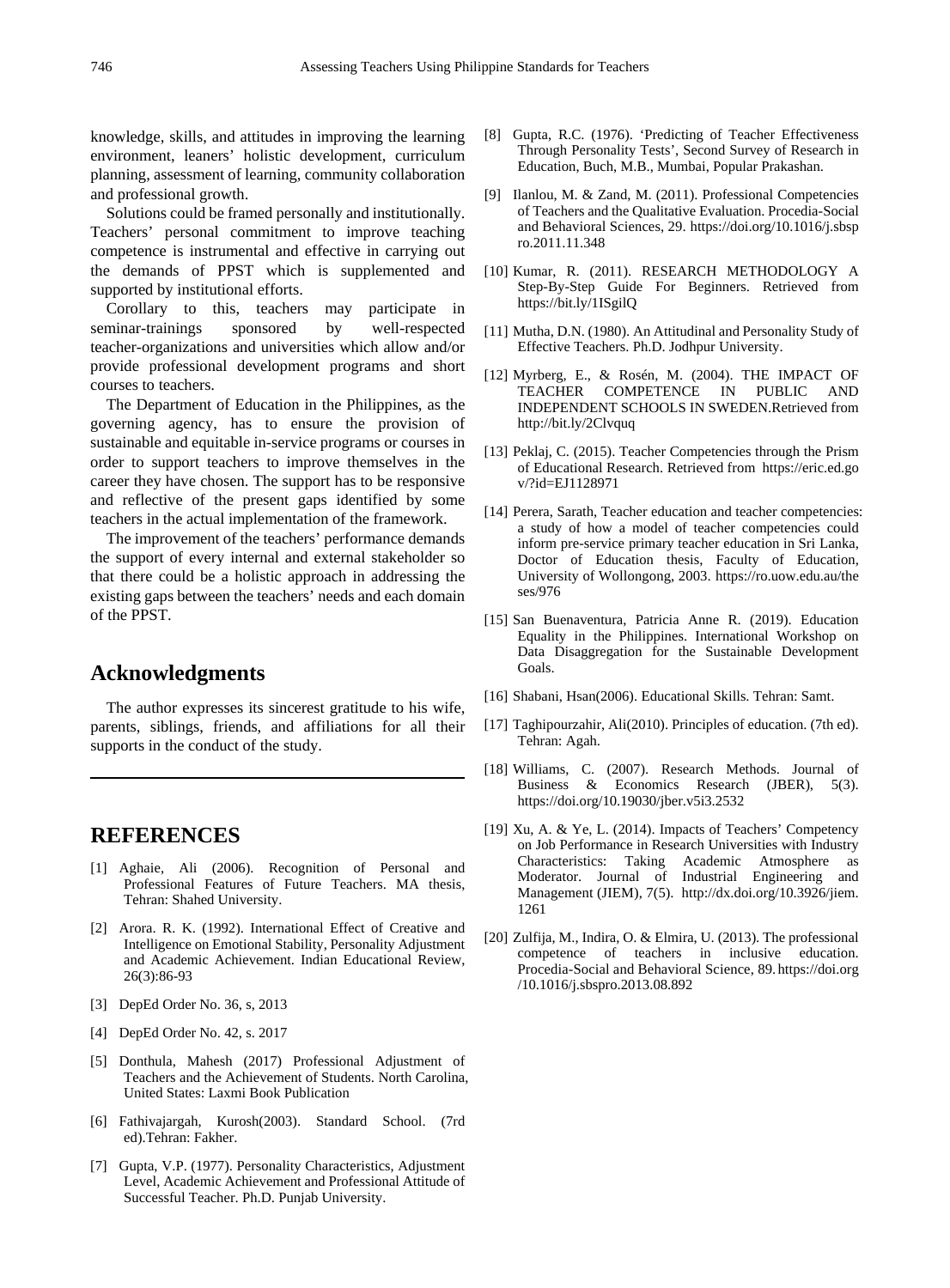knowledge, skills, and attitudes in improving the learning environment, leaners' holistic development, curriculum planning, assessment of learning, community collaboration and professional growth.

Solutions could be framed personally and institutionally. Teachers' personal commitment to improve teaching competence is instrumental and effective in carrying out the demands of PPST which is supplemented and supported by institutional efforts.

Corollary to this, teachers may participate in seminar-trainings sponsored by well-respected teacher-organizations and universities which allow and/or provide professional development programs and short courses to teachers.

The Department of Education in the Philippines, as the governing agency, has to ensure the provision of sustainable and equitable in-service programs or courses in order to support teachers to improve themselves in the career they have chosen. The support has to be responsive and reflective of the present gaps identified by some teachers in the actual implementation of the framework.

The improvement of the teachers' performance demands the support of every internal and external stakeholder so that there could be a holistic approach in addressing the existing gaps between the teachers' needs and each domain of the PPST.

## Acknowledgments

The author expresses its sincerest gratitude to his wife, parents, siblings, friends, and affiliations for all their supports in the conduct of the study.

## REFERENCES

[1] Aghaie, Ali (2006). Recognition of Personal and Professional Features of Future Teachers. MA thesis, Tehran: Shahed University.

[2] Arora. R. K. (1992). International Effect of Creative and Intelligence on Emotional Stability, Personality Adjustment and Academic Achievement. Indian Educational Review, 26(3):86-93

[3] DepEd Order No. 36, s, 2013

[4] DepEd Order No. 42, s. 2017

[5] Donthula, Mahesh (2017) Professional Adjustment of Teachers and the Achievement of Students. North Carolina, United States: Laxmi Book Publication

[6] Fathivajargah, Kurosh(2003). Standard School. (7rd ed).Tehran: Fakher.

[7] Gupta, V.P. (1977). Personality Characteristics, Adjustment Level, Academic Achievement and Professional Attitude of Successful Teacher. Ph.D. Punjab University.

[8] Gupta, R.C. (1976). 'Predicting of Teacher Effectiveness Through Personality Tests', Second Survey of Research in Education, Buch, M.B., Mumbai, Popular Prakashan.

[9] Ilanlou, M. & Zand, M. (2011). Professional Competencies of Teachers and the Qualitative Evaluation. Procedia-Social and Behavioral Sciences, 29. https://doi.org/10.1016/j.sbspro.2011.11.348

[10] Kumar, R. (2011). RESEARCH METHODOLOGY A Step-By-Step Guide For Beginners. Retrieved from https://bit.ly/1ISgilQ

[11] Mutha, D.N. (1980). An Attitudinal and Personality Study of Effective Teachers. Ph.D. Jodhpur University.

[12] Myrberg, E., & Rosén, M. (2004). THE IMPACT OF TEACHER COMPETENCE IN PUBLIC AND INDEPENDENT SCHOOLS IN SWEDEN.Retrieved from http://bit.ly/2Clvquq

[13] Peklaj, C. (2015). Teacher Competencies through the Prism of Educational Research. Retrieved from https://eric.ed.gov/?id=EJ1128971

[14] Perera, Sarath, Teacher education and teacher competencies: a study of how a model of teacher competencies could inform pre-service primary teacher education in Sri Lanka, Doctor of Education thesis, Faculty of Education, University of Wollongong, 2003. https://ro.uow.edu.au/theses/976

[15] San Buenaventura, Patricia Anne R. (2019). Education Equality in the Philippines. International Workshop on Data Disaggregation for the Sustainable Development Goals.

[16] Shabani, Hsan(2006). Educational Skills. Tehran: Samt.

[17] Taghipourzahir, Ali(2010). Principles of education. (7th ed). Tehran: Agah.

[18] Williams, C. (2007). Research Methods. Journal of Business & Economics Research (JBER), 5(3). https://doi.org/10.19030/jber.v5i3.2532

[19] Xu, A. & Ye, L. (2014). Impacts of Teachers' Competency on Job Performance in Research Universities with Industry Characteristics: Taking Academic Atmosphere as Moderator. Journal of Industrial Engineering and Management (JIEM), 7(5). http://dx.doi.org/10.3926/jiem.1261

[20] Zulfija, M., Indira, O. & Elmira, U. (2013). The professional competence of teachers in inclusive education. Procedia-Social and Behavioral Science, 89. https://doi.org/10.1016/j.sbspro.2013.08.892